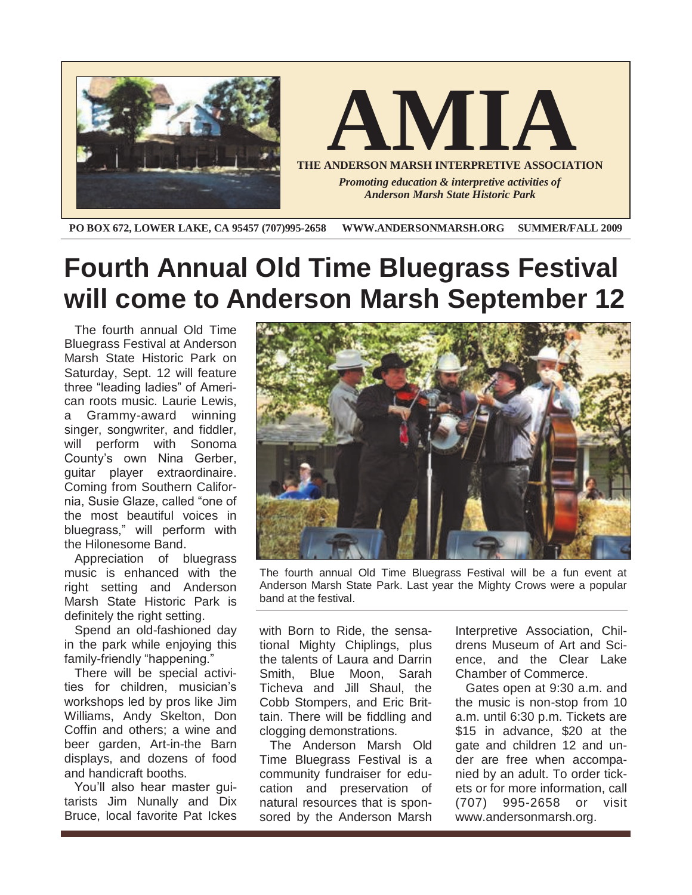# AMIA

**THE ANDERSON MARSH INTERPRETIVE ASSOCIATION**

*Promoting education & interpretive activities of Anderson Marsh State Historic Park*

**PO BOX 672, LOWER LAKE, CA 95457 (707)995-2658 WWW.ANDERSONMARSH.ORG SUMMER/FALL 2009**

# Fourth Annual Old Time Bluegrass Festival will come to Anderson Marsh September 12

The fourth annual Old Time Bluegrass Festival at Anderson Marsh State Historic Park on Saturday, Sept. 12 will feature three "leading ladies" of American roots music. Laurie Lewis, a Grammy-award winning singer, songwriter, and fiddler, will perform with Sonoma County's own Nina Gerber, guitar player extraordinaire. Coming from Southern California, Susie Glaze, called "one of the most beautiful voices in bluegrass," will perform with the Hilonesome Band.

Appreciation of bluegrass music is enhanced with the right setting and Anderson Marsh State Historic Park is definitely the right setting.

Spend an old-fashioned day in the park while enjoying this family-friendly "happening."

There will be special activities for children, musician's workshops led by pros like Jim Williams, Andy Skelton, Don Coffin and others; a wine and beer garden, Art-in-the Barn displays, and dozens of food and handicraft booths.

You'll also hear master guitarists Jim Nunally and Dix Bruce, local favorite Pat Ickes with Born to Ride, the sensational Mighty Chiplings, plus the talents of Laura and Darrin Smith, Blue Moon, Sarah Ticheva and Jill Shaul, the Cobb Stompers, and Eric Brittain. There will be fiddling and clogging demonstrations.

The Anderson Marsh Old Time Bluegrass Festival is a community fundraiser for education and preservation of natural resources that is sponsored by the Anderson Marsh Interpretive Association, Childrens Museum of Art and Science, and the Clear Lake Chamber of Commerce.

Gates open at 9:30 a.m. and the music is non-stop from 10 a.m. until 6:30 p.m. Tickets are $15 in advance, $20 at the gate and children 12 and under are free when accompanied by an adult. To order tickets or for more information, call (707) 995-2658 or visit www.andersonmarsh.org.

The fourth annual Old Time Bluegrass Festival will be a fun event at Anderson Marsh State Park. Last year the Mighty Crows were a popular band at the festival.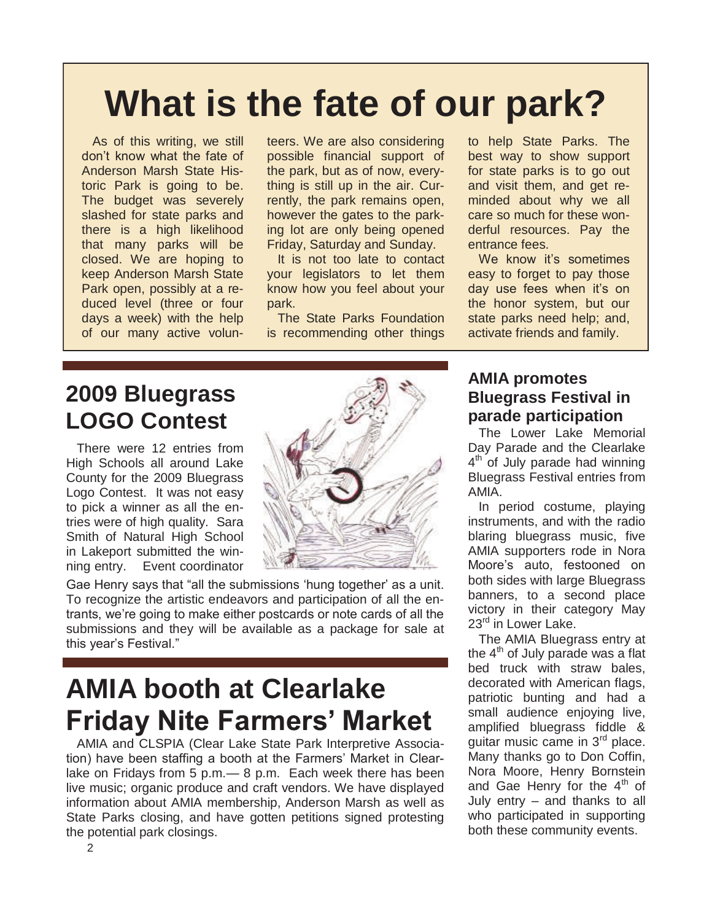# What is the fate of our park?

As of this writing, we still don't know what the fate of Anderson Marsh State Historic Park is going to be. The budget was severely slashed for state parks and there is a high likelihood that many parks will be closed. We are hoping to keep Anderson Marsh State Park open, possibly at a reduced level (three or four days a week) with the help of our many active volunteers. We are also considering possible financial support of the park, but as of now, everything is still up in the air. Currently, the park remains open, however the gates to the parking lot are only being opened Friday, Saturday and Sunday.

It is not too late to contact your legislators to let them know how you feel about your park.

The State Parks Foundation is recommending other things to help State Parks. The best way to show support for state parks is to go out and visit them, and get reminded about why we all care so much for these wonderful resources. Pay the entrance fees.

We know it's sometimes easy to forget to pay those day use fees when it's on the honor system, but our state parks need help; and, activate friends and family.

## 2009 Bluegrass LOGO Contest

There were 12 entries from High Schools all around Lake County for the 2009 Bluegrass Logo Contest. It was not easy to pick a winner as all the entries were of high quality. Sara Smith of Natural High School in Lakeport submitted the winning entry. Event coordinator Gae Henry says that "all the submissions 'hung together' as a unit. To recognize the artistic endeavors and participation of all the entrants, we're going to make either postcards or note cards of all the submissions and they will be available as a package for sale at this year's Festival."

## AMIA booth at Clearlake Friday Nite Farmers' Market

AMIA and CLSPIA (Clear Lake State Park Interpretive Association) have been staffing a booth at the Farmers' Market in Clearlake on Fridays from 5 p.m.— 8 p.m. Each week there has been live music; organic produce and craft vendors. We have displayed information about AMIA membership, Anderson Marsh as well as State Parks closing, and have gotten petitions signed protesting the potential park closings.

### AMIA promotes Bluegrass Festival in parade participation

The Lower Lake Memorial Day Parade and the Clearlake 4th of July parade had winning Bluegrass Festival entries from AMIA.

In period costume, playing instruments, and with the radio blaring bluegrass music, five AMIA supporters rode in Nora Moore's auto, festooned on both sides with large Bluegrass banners, to a second place victory in their category May 23rd in Lower Lake.

The AMIA Bluegrass entry at the 4th of July parade was a flat bed truck with straw bales, decorated with American flags, patriotic bunting and had a small audience enjoying live, amplified bluegrass fiddle & guitar music came in 3rd place. Many thanks go to Don Coffin, Nora Moore, Henry Bornstein and Gae Henry for the 4th of July entry – and thanks to all who participated in supporting both these community events.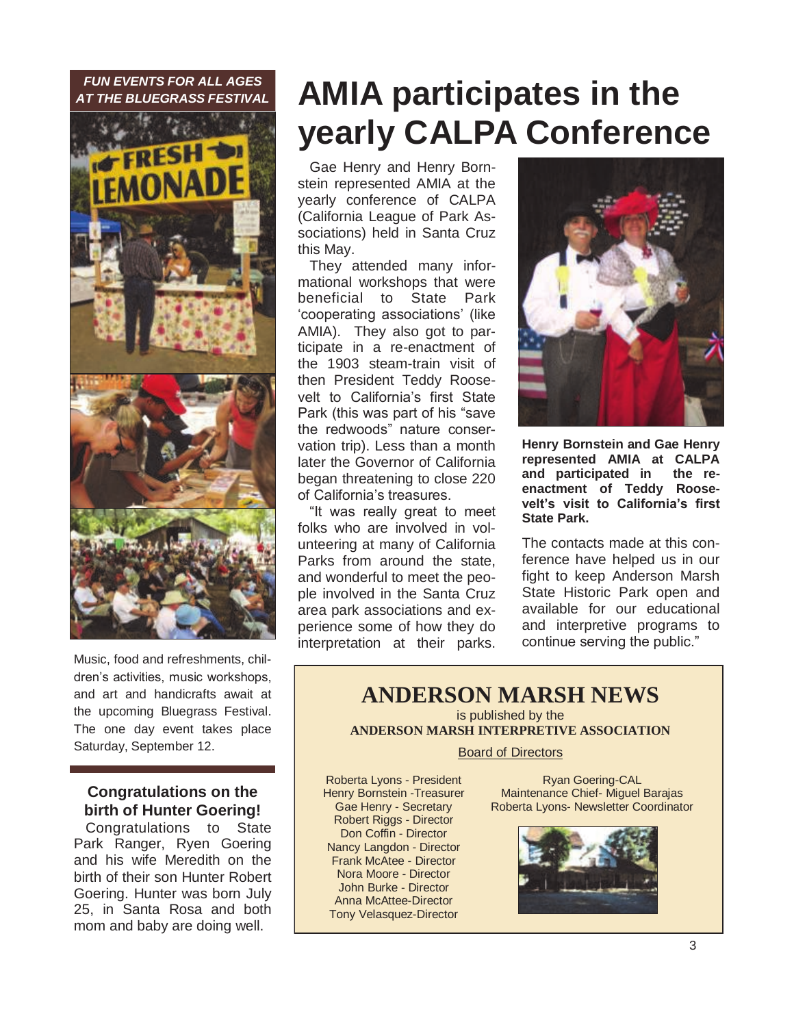***FUN EVENTS FOR ALL AGES AT THE BLUEGRASS FESTIVAL***

Music, food and refreshments, children's activities, music workshops, and art and handicrafts await at the upcoming Bluegrass Festival. The one day event takes place Saturday, September 12.

### Congratulations on the birth of Hunter Goering!

Congratulations to State Park Ranger, Ryen Goering and his wife Meredith on the birth of their son Hunter Robert Goering. Hunter was born July 25, in Santa Rosa and both mom and baby are doing well.

# AMIA participates in the yearly CALPA Conference

Gae Henry and Henry Bornstein represented AMIA at the yearly conference of CALPA (California League of Park Associations) held in Santa Cruz this May.

They attended many informational workshops that were beneficial to State Park 'cooperating associations' (like AMIA). They also got to participate in a re-enactment of the 1903 steam-train visit of then President Teddy Roosevelt to California's first State Park (this was part of his "save the redwoods" nature conservation trip). Less than a month later the Governor of California began threatening to close 220 of California's treasures.

"It was really great to meet folks who are involved in volunteering at many of California Parks from around the state, and wonderful to meet the people involved in the Santa Cruz area park associations and experience some of how they do interpretation at their parks.

**Henry Bornstein and Gae Henry represented AMIA at CALPA and participated in the re-enactment of Teddy Roosevelt's visit to California's first State Park.**

The contacts made at this conference have helped us in our fight to keep Anderson Marsh State Historic Park open and available for our educational and interpretive programs to continue serving the public."

## ANDERSON MARSH NEWS

is published by the
**ANDERSON MARSH INTERPRETIVE ASSOCIATION**

Board of Directors

Roberta Lyons - President
Henry Bornstein -Treasurer
Gae Henry - Secretary
Robert Riggs - Director
Don Coffin - Director
Nancy Langdon - Director
Frank McAtee - Director
Nora Moore - Director
John Burke - Director
Anna McAttee-Director
Tony Velasquez-Director

Ryan Goering-CAL
Maintenance Chief- Miguel Barajas
Roberta Lyons- Newsletter Coordinator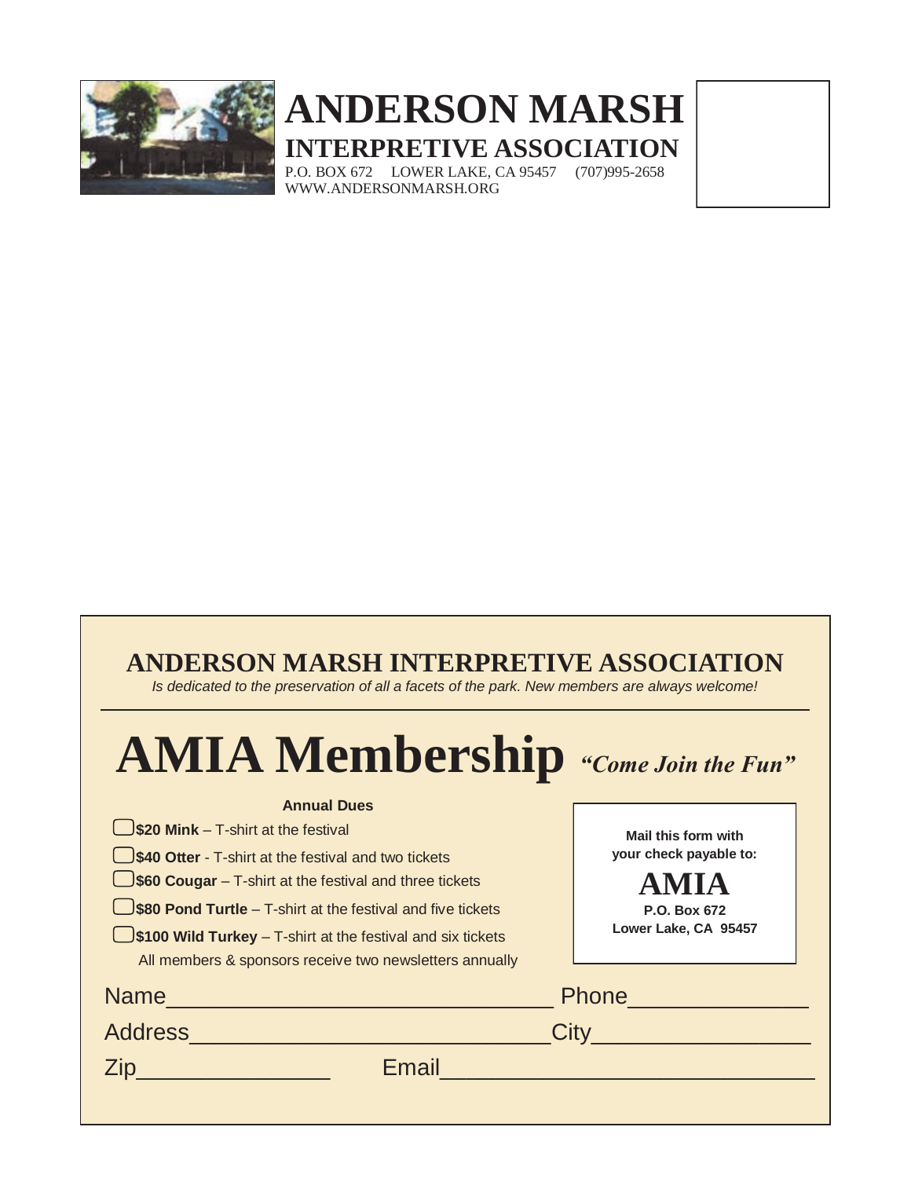# ANDERSON MARSH

## INTERPRETIVE ASSOCIATION

P.O. BOX 672 LOWER LAKE, CA 95457 (707)995-2658
WWW.ANDERSONMARSH.ORG

## ANDERSON MARSH INTERPRETIVE ASSOCIATION

*Is dedicated to the preservation of all a facets of the park. New members are always welcome!*

# AMIA Membership *"Come Join the Fun"*

**Annual Dues**

- ☐ **$20 Mink** – T-shirt at the festival
- ☐ **$40 Otter** - T-shirt at the festival and two tickets
- ☐ **$60 Cougar** – T-shirt at the festival and three tickets
- ☐ **$80 Pond Turtle** – T-shirt at the festival and five tickets
- ☐ **$100 Wild Turkey** – T-shirt at the festival and six tickets

All members & sponsors receive two newsletters annually

**Mail this form with your check payable to:**

**AMIA**
**P.O. Box 672**
**Lower Lake, CA 95457**

Name______________________________ Phone_____________

Address___________________________ City_______________

Zip_______________ Email_____________________________